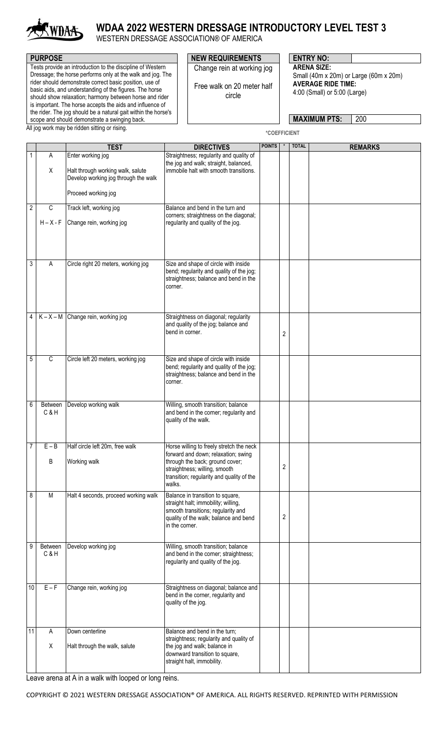# WDAA 2022 WESTERN DRESSAGE INTRODUCTORY LEVEL TEST 3

WESTERN DRESSAGE ASSOCIATION® OF AMERICA

**PURPOSE**

Tests provide an introduction to the discipline of Western Dressage; the horse performs only at the walk and jog. The rider should demonstrate correct basic position, use of basic aids, and understanding of the figures. The horse should show relaxation; harmony between horse and rider is important. The horse accepts the aids and influence of the rider. The jog should be a natural gait within the horse's scope and should demonstrate a swinging back.

All jog work may be ridden sitting or rising.

**NEW REQUIREMENTS**

Change rein at working jog

Free walk on 20 meter half circle

**ENTRY NO:**

**ARENA SIZE:** Small (40m x 20m) or Large (60m x 20m)

**AVERAGE RIDE TIME:** 4:00 (Small) or 5:00 (Large)

**MAXIMUM PTS:** 200

*COEFFICIENT

| | | TEST | DIRECTIVES | POINTS | * | TOTAL | REMARKS |
|---|---|---|---|---|---|---|---|
| 1 | A<br><br>X | Enter working jog<br><br>Halt through working walk, salute<br>Develop working jog through the walk<br><br>Proceed working jog | Straightness; regularity and quality of the jog and walk; straight, balanced, immobile halt with smooth transitions. | | | | |
| 2 | C<br><br>H – X - F | Track left, working jog<br><br>Change rein, working jog | Balance and bend in the turn and corners; straightness on the diagonal; regularity and quality of the jog. | | | | |
| 3 | A | Circle right 20 meters, working jog | Size and shape of circle with inside bend; regularity and quality of the jog; straightness; balance and bend in the corner. | | | | |
| 4 | K – X – M | Change rein, working jog | Straightness on diagonal; regularity and quality of the jog; balance and bend in corner. | | 2 | | |
| 5 | C | Circle left 20 meters, working jog | Size and shape of circle with inside bend; regularity and quality of the jog; straightness; balance and bend in the corner. | | | | |
| 6 | Between C & H | Develop working walk | Willing, smooth transition; balance and bend in the corner; regularity and quality of the walk. | | | | |
| 7 | E – B<br><br>B | Half circle left 20m, free walk<br><br>Working walk | Horse willing to freely stretch the neck forward and down; relaxation; swing through the back; ground cover; straightness; willing, smooth transition; regularity and quality of the walks. | | 2 | | |
| 8 | M | Halt 4 seconds, proceed working walk | Balance in transition to square, straight halt; immobility; willing, smooth transitions; regularity and quality of the walk; balance and bend in the corner. | | 2 | | |
| 9 | Between C & H | Develop working jog | Willing, smooth transition; balance and bend in the corner; straightness; regularity and quality of the jog. | | | | |
| 10 | E – F | Change rein, working jog | Straightness on diagonal; balance and bend in the corner, regularity and quality of the jog. | | | | |
| 11 | A<br><br>X | Down centerline<br><br>Halt through the walk, salute | Balance and bend in the turn; straightness; regularity and quality of the jog and walk; balance in downward transition to square, straight halt, immobility. | | | | |

Leave arena at A in a walk with looped or long reins.

COPYRIGHT © 2021 WESTERN DRESSAGE ASSOCIATION® OF AMERICA. ALL RIGHTS RESERVED. REPRINTED WITH PERMISSION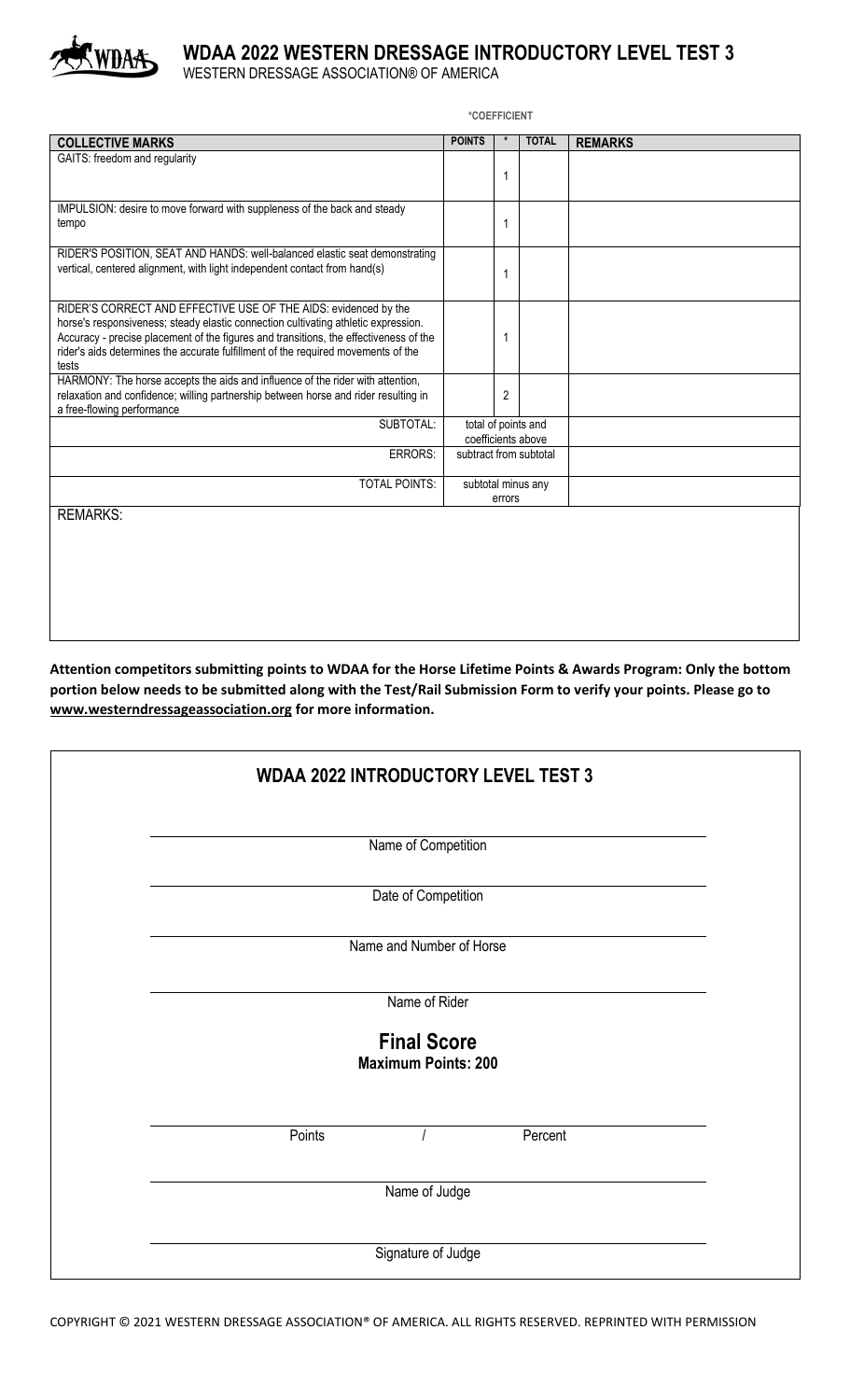# WDAA 2022 WESTERN DRESSAGE INTRODUCTORY LEVEL TEST 3

WESTERN DRESSAGE ASSOCIATION® OF AMERICA

*COEFFICIENT

| COLLECTIVE MARKS | POINTS | * | TOTAL | REMARKS |
|---|---|---|---|---|
| GAITS: freedom and regularity | | 1 | | |
| IMPULSION: desire to move forward with suppleness of the back and steady tempo | | 1 | | |
| RIDER'S POSITION, SEAT AND HANDS: well-balanced elastic seat demonstrating vertical, centered alignment, with light independent contact from hand(s) | | 1 | | |
| RIDER'S CORRECT AND EFFECTIVE USE OF THE AIDS: evidenced by the horse's responsiveness; steady elastic connection cultivating athletic expression. Accuracy - precise placement of the figures and transitions, the effectiveness of the rider's aids determines the accurate fulfillment of the required movements of the tests | | 1 | | |
| HARMONY: The horse accepts the aids and influence of the rider with attention, relaxation and confidence; willing partnership between horse and rider resulting in a free-flowing performance | | 2 | | |
| SUBTOTAL: | total of points and coefficients above | | | |
| ERRORS: | subtract from subtotal | | | |
| TOTAL POINTS: | subtotal minus any errors | | | |

REMARKS:

**Attention competitors submitting points to WDAA for the Horse Lifetime Points & Awards Program: Only the bottom portion below needs to be submitted along with the Test/Rail Submission Form to verify your points. Please go to www.westerndressageassociation.org for more information.**

## WDAA 2022 INTRODUCTORY LEVEL TEST 3

Name of Competition

Date of Competition

Name and Number of Horse

Name of Rider

**Final Score**

**Maximum Points: 200**

Points / Percent

Name of Judge

Signature of Judge

COPYRIGHT © 2021 WESTERN DRESSAGE ASSOCIATION® OF AMERICA. ALL RIGHTS RESERVED. REPRINTED WITH PERMISSION